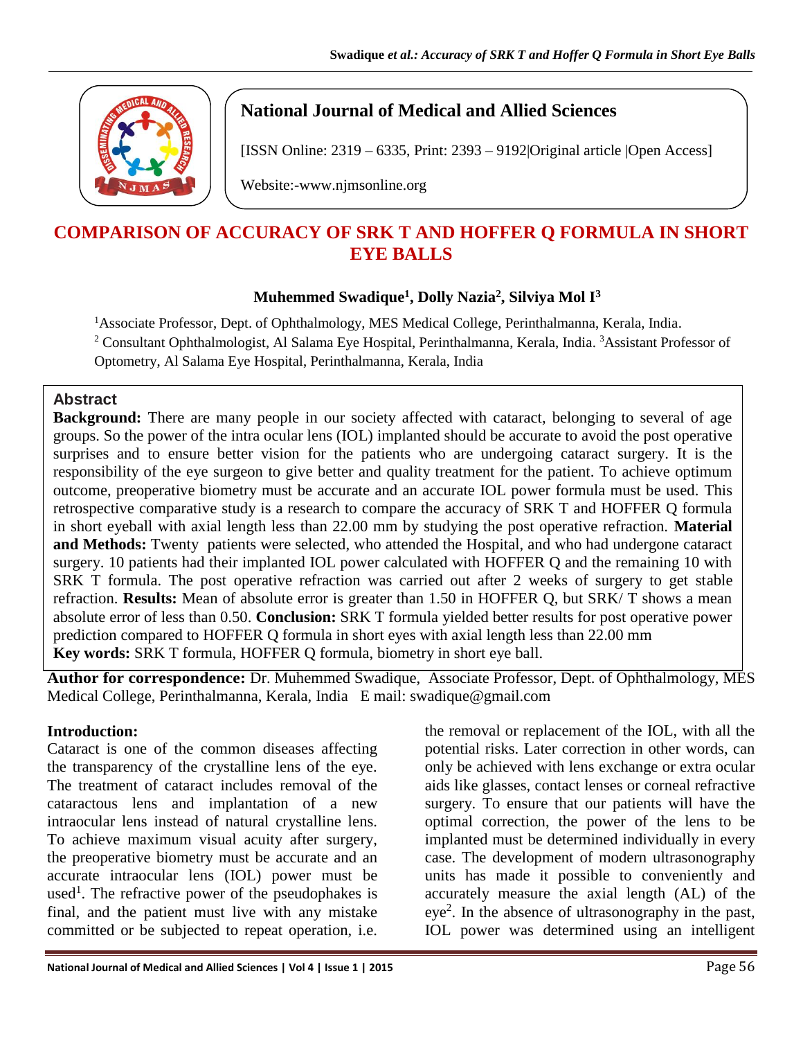# National Journal of Medical and Allied Sciences

[ISSN Online: 2319 – 6335, Print: 2393 – 9192|Original article |Open Access]

Website:-www.njmsonline.org

## COMPARISON OF ACCURACY OF SRK T AND HOFFER Q FORMULA IN SHORT EYE BALLS

**Muhemmed Swadique[1], Dolly Nazia[2], Silviya Mol I[3]**

[1]Associate Professor, Dept. of Ophthalmology, MES Medical College, Perinthalmanna, Kerala, India.
[2] Consultant Ophthalmologist, Al Salama Eye Hospital, Perinthalmanna, Kerala, India. [3]Assistant Professor of Optometry, Al Salama Eye Hospital, Perinthalmanna, Kerala, India

### Abstract

**Background:** There are many people in our society affected with cataract, belonging to several of age groups. So the power of the intra ocular lens (IOL) implanted should be accurate to avoid the post operative surprises and to ensure better vision for the patients who are undergoing cataract surgery. It is the responsibility of the eye surgeon to give better and quality treatment for the patient. To achieve optimum outcome, preoperative biometry must be accurate and an accurate IOL power formula must be used. This retrospective comparative study is a research to compare the accuracy of SRK T and HOFFER Q formula in short eyeball with axial length less than 22.00 mm by studying the post operative refraction. **Material and Methods:** Twenty patients were selected, who attended the Hospital, and who had undergone cataract surgery. 10 patients had their implanted IOL power calculated with HOFFER Q and the remaining 10 with SRK T formula. The post operative refraction was carried out after 2 weeks of surgery to get stable refraction. **Results:** Mean of absolute error is greater than 1.50 in HOFFER Q, but SRK/ T shows a mean absolute error of less than 0.50. **Conclusion:** SRK T formula yielded better results for post operative power prediction compared to HOFFER Q formula in short eyes with axial length less than 22.00 mm
**Key words:** SRK T formula, HOFFER Q formula, biometry in short eye ball.

**Author for correspondence:** Dr. Muhemmed Swadique, Associate Professor, Dept. of Ophthalmology, MES Medical College, Perinthalmanna, Kerala, India E mail: swadique@gmail.com

### Introduction:

Cataract is one of the common diseases affecting the transparency of the crystalline lens of the eye. The treatment of cataract includes removal of the cataractous lens and implantation of a new intraocular lens instead of natural crystalline lens. To achieve maximum visual acuity after surgery, the preoperative biometry must be accurate and an accurate intraocular lens (IOL) power must be used[1]. The refractive power of the pseudophakes is final, and the patient must live with any mistake committed or be subjected to repeat operation, i.e. the removal or replacement of the IOL, with all the potential risks. Later correction in other words, can only be achieved with lens exchange or extra ocular aids like glasses, contact lenses or corneal refractive surgery. To ensure that our patients will have the optimal correction, the power of the lens to be implanted must be determined individually in every case. The development of modern ultrasonography units has made it possible to conveniently and accurately measure the axial length (AL) of the eye[2]. In the absence of ultrasonography in the past, IOL power was determined using an intelligent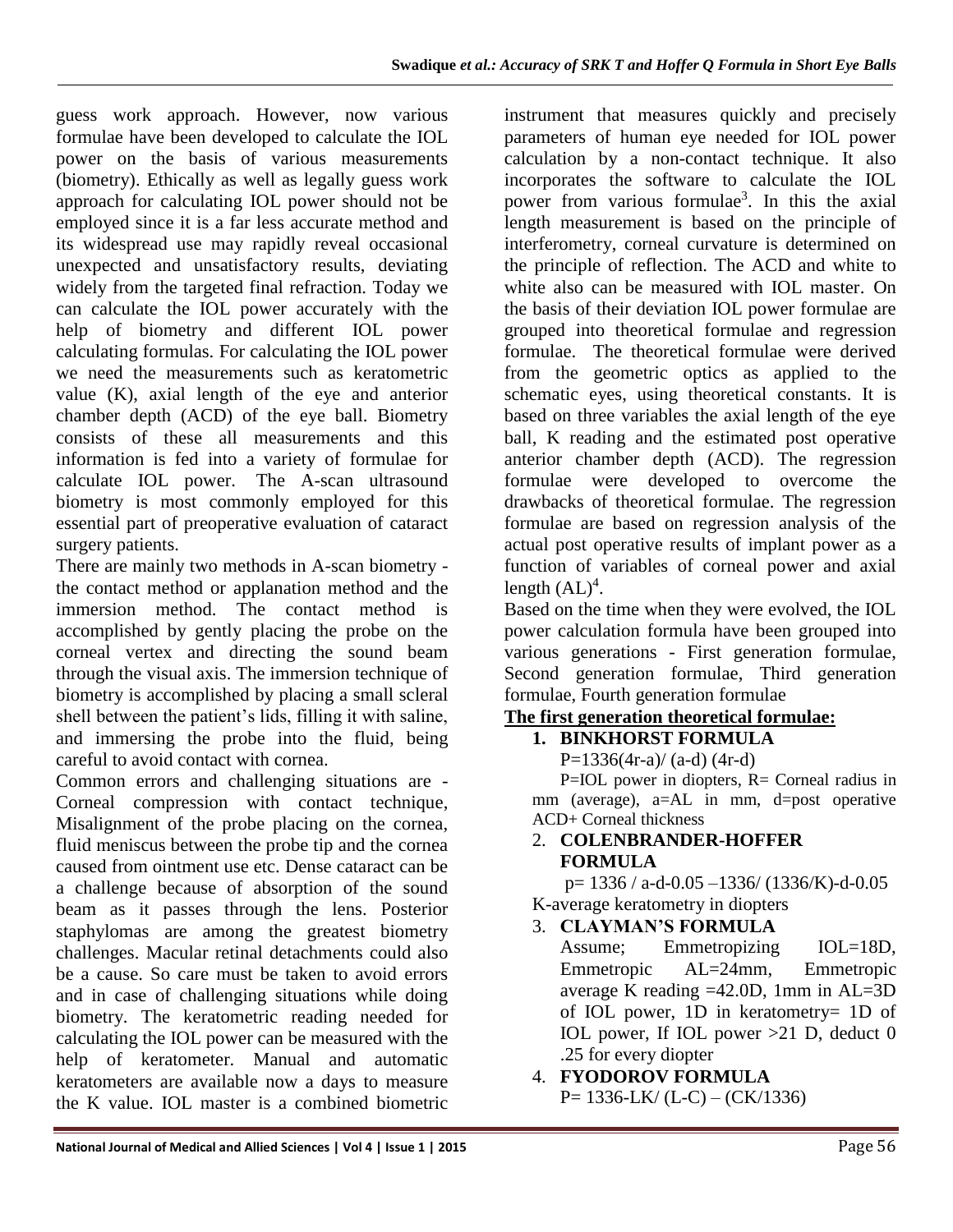guess work approach. However, now various formulae have been developed to calculate the IOL power on the basis of various measurements (biometry). Ethically as well as legally guess work approach for calculating IOL power should not be employed since it is a far less accurate method and its widespread use may rapidly reveal occasional unexpected and unsatisfactory results, deviating widely from the targeted final refraction. Today we can calculate the IOL power accurately with the help of biometry and different IOL power calculating formulas. For calculating the IOL power we need the measurements such as keratometric value (K), axial length of the eye and anterior chamber depth (ACD) of the eye ball. Biometry consists of these all measurements and this information is fed into a variety of formulae for calculate IOL power. The A-scan ultrasound biometry is most commonly employed for this essential part of preoperative evaluation of cataract surgery patients.

There are mainly two methods in A-scan biometry - the contact method or applanation method and the immersion method. The contact method is accomplished by gently placing the probe on the corneal vertex and directing the sound beam through the visual axis. The immersion technique of biometry is accomplished by placing a small scleral shell between the patient's lids, filling it with saline, and immersing the probe into the fluid, being careful to avoid contact with cornea.

Common errors and challenging situations are - Corneal compression with contact technique, Misalignment of the probe placing on the cornea, fluid meniscus between the probe tip and the cornea caused from ointment use etc. Dense cataract can be a challenge because of absorption of the sound beam as it passes through the lens. Posterior staphylomas are among the greatest biometry challenges. Macular retinal detachments could also be a cause. So care must be taken to avoid errors and in case of challenging situations while doing biometry. The keratometric reading needed for calculating the IOL power can be measured with the help of keratometer. Manual and automatic keratometers are available now a days to measure the K value. IOL master is a combined biometric instrument that measures quickly and precisely parameters of human eye needed for IOL power calculation by a non-contact technique. It also incorporates the software to calculate the IOL power from various formulae[3]. In this the axial length measurement is based on the principle of interferometry, corneal curvature is determined on the principle of reflection. The ACD and white to white also can be measured with IOL master. On the basis of their deviation IOL power formulae are grouped into theoretical formulae and regression formulae. The theoretical formulae were derived from the geometric optics as applied to the schematic eyes, using theoretical constants. It is based on three variables the axial length of the eye ball, K reading and the estimated post operative anterior chamber depth (ACD). The regression formulae were developed to overcome the drawbacks of theoretical formulae. The regression formulae are based on regression analysis of the actual post operative results of implant power as a function of variables of corneal power and axial length (AL)[4].

Based on the time when they were evolved, the IOL power calculation formula have been grouped into various generations - First generation formulae, Second generation formulae, Third generation formulae, Fourth generation formulae

**The first generation theoretical formulae:**

1. **BINKHORST FORMULA**

   $P=1336(4r-a)/(a-d)(4r-d)$

   P=IOL power in diopters, R= Corneal radius in mm (average), a=AL in mm, d=post operative ACD+ Corneal thickness

2. **COLENBRANDER-HOFFER FORMULA**

   $p= 1336 / a-d-0.05 - 1336/(1336/K)-d-0.05$

   K-average keratometry in diopters

3. **CLAYMAN'S FORMULA**

   Assume; Emmetropizing IOL=18D, Emmetropic AL=24mm, Emmetropic average K reading =42.0D, 1mm in AL=3D of IOL power, 1D in keratometry= 1D of IOL power, If IOL power >21 D, deduct 0 .25 for every diopter

4. **FYODOROV FORMULA**

   $P= 1336-LK/(L-C) - (CK/1336)$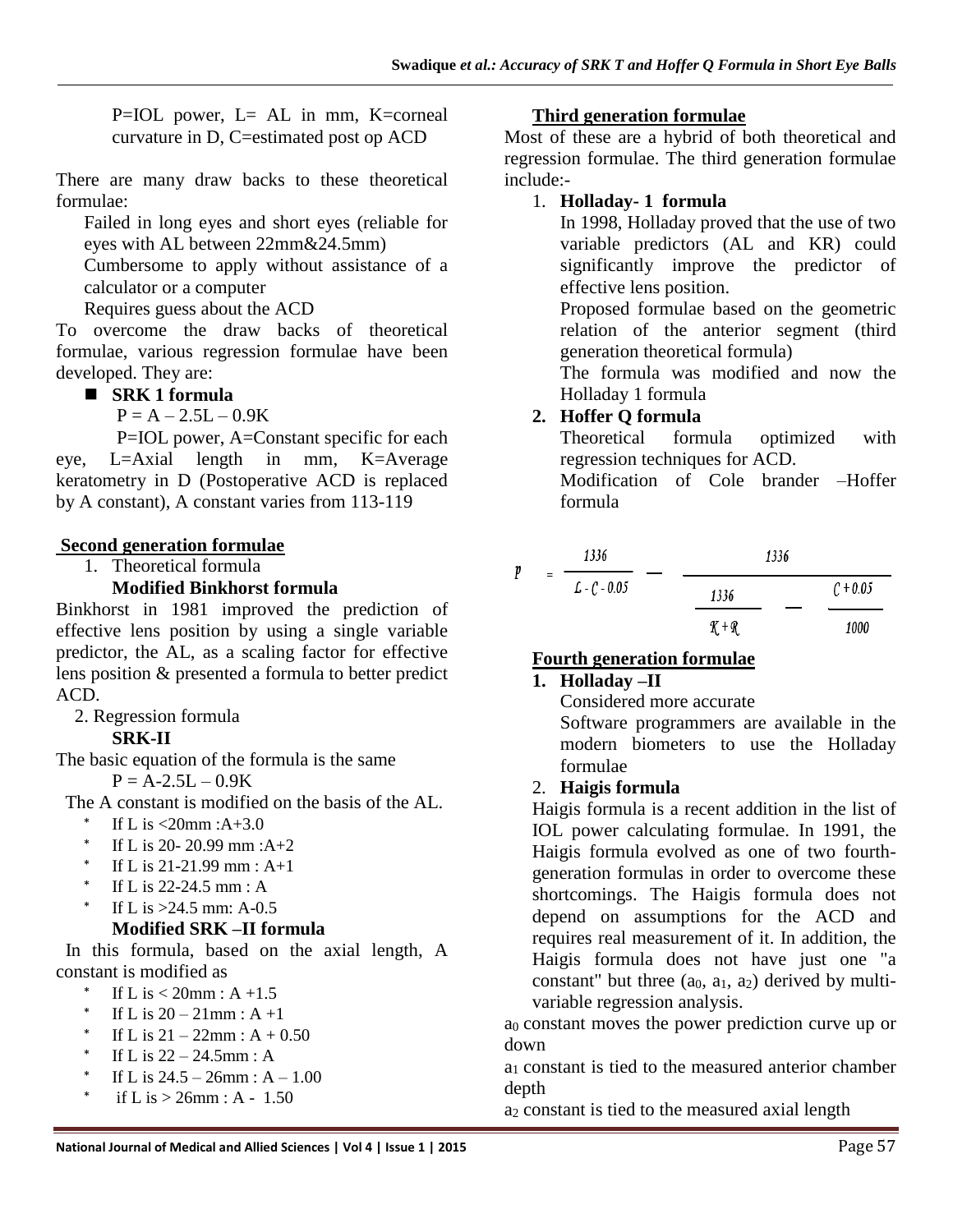P=IOL power, L= AL in mm, K=corneal curvature in D, C=estimated post op ACD

There are many draw backs to these theoretical formulae:

- Failed in long eyes and short eyes (reliable for eyes with AL between 22mm&24.5mm)
- Cumbersome to apply without assistance of a calculator or a computer
- Requires guess about the ACD

To overcome the draw backs of theoretical formulae, various regression formulae have been developed. They are:

- **SRK 1 formula**

  $P = A – 2.5L – 0.9K$

  P=IOL power, A=Constant specific for each eye, L=Axial length in mm, K=Average keratometry in D (Postoperative ACD is replaced by A constant), A constant varies from 113-119

**Second generation formulae**

1. Theoretical formula

   **Modified Binkhorst formula**

Binkhorst in 1981 improved the prediction of effective lens position by using a single variable predictor, the AL, as a scaling factor for effective lens position & presented a formula to better predict ACD.

2. Regression formula

   **SRK-II**

The basic equation of the formula is the same

$P = A-2.5L – 0.9K$

The A constant is modified on the basis of the AL.

- If L is <20mm :A+3.0
- If L is 20- 20.99 mm :A+2
- If L is 21-21.99 mm : A+1
- If L is 22-24.5 mm : A
- If L is >24.5 mm: A-0.5

**Modified SRK –II formula**

In this formula, based on the axial length, A constant is modified as

- If L is < 20mm : A +1.5
- If L is 20 – 21mm : A +1
- If L is 21 – 22mm : A + 0.50
- If L is 22 – 24.5mm : A
- If L is 24.5 – 26mm : A – 1.00
- if L is > 26mm : A - 1.50

**Third generation formulae**

Most of these are a hybrid of both theoretical and regression formulae. The third generation formulae include:-

1. **Holladay- 1 formula**

   In 1998, Holladay proved that the use of two variable predictors (AL and KR) could significantly improve the predictor of effective lens position.

   Proposed formulae based on the geometric relation of the anterior segment (third generation theoretical formula)

   The formula was modified and now the Holladay 1 formula

2. **Hoffer Q formula**

   Theoretical formula optimized with regression techniques for ACD.

   Modification of Cole brander –Hoffer formula

$$P = \frac{1336}{L - C - 0.05} - \frac{1336}{\frac{1336}{K+R} - \frac{C+0.05}{1000}}$$

**Fourth generation formulae**

1. **Holladay –II**

   Considered more accurate

   Software programmers are available in the modern biometers to use the Holladay formulae

2. **Haigis formula**

   Haigis formula is a recent addition in the list of IOL power calculating formulae. In 1991, the Haigis formula evolved as one of two fourth-generation formulas in order to overcome these shortcomings. The Haigis formula does not depend on assumptions for the ACD and requires real measurement of it. In addition, the Haigis formula does not have just one "a constant" but three ($a_0$, $a_1$, $a_2$) derived by multi-variable regression analysis.

$a_0$ constant moves the power prediction curve up or down

$a_1$ constant is tied to the measured anterior chamber depth

$a_2$ constant is tied to the measured axial length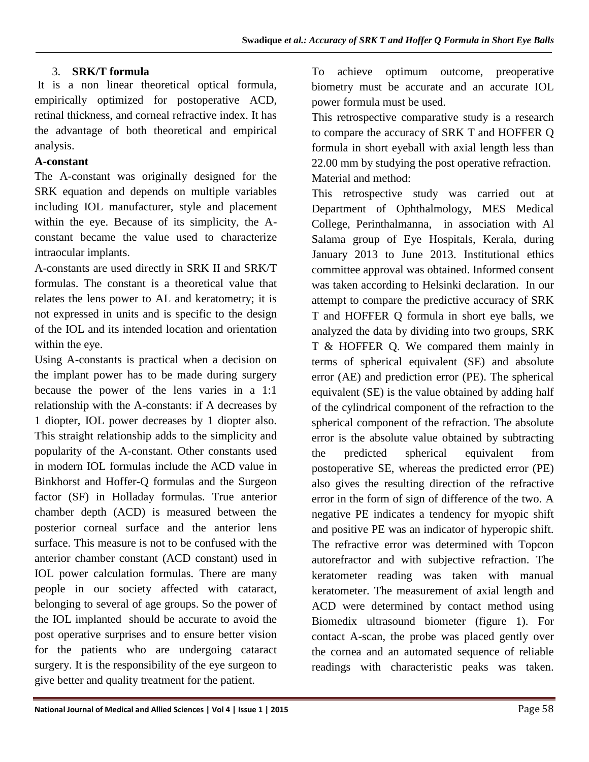3. **SRK/T formula**

It is a non linear theoretical optical formula, empirically optimized for postoperative ACD, retinal thickness, and corneal refractive index. It has the advantage of both theoretical and empirical analysis.

**A-constant**

The A-constant was originally designed for the SRK equation and depends on multiple variables including IOL manufacturer, style and placement within the eye. Because of its simplicity, the A-constant became the value used to characterize intraocular implants.

A-constants are used directly in SRK II and SRK/T formulas. The constant is a theoretical value that relates the lens power to AL and keratometry; it is not expressed in units and is specific to the design of the IOL and its intended location and orientation within the eye.

Using A-constants is practical when a decision on the implant power has to be made during surgery because the power of the lens varies in a 1:1 relationship with the A-constants: if A decreases by 1 diopter, IOL power decreases by 1 diopter also. This straight relationship adds to the simplicity and popularity of the A-constant. Other constants used in modern IOL formulas include the ACD value in Binkhorst and Hoffer-Q formulas and the Surgeon factor (SF) in Holladay formulas. True anterior chamber depth (ACD) is measured between the posterior corneal surface and the anterior lens surface. This measure is not to be confused with the anterior chamber constant (ACD constant) used in IOL power calculation formulas. There are many people in our society affected with cataract, belonging to several of age groups. So the power of the IOL implanted should be accurate to avoid the post operative surprises and to ensure better vision for the patients who are undergoing cataract surgery. It is the responsibility of the eye surgeon to give better and quality treatment for the patient.

To achieve optimum outcome, preoperative biometry must be accurate and an accurate IOL power formula must be used.

This retrospective comparative study is a research to compare the accuracy of SRK T and HOFFER Q formula in short eyeball with axial length less than 22.00 mm by studying the post operative refraction.

Material and method:

This retrospective study was carried out at Department of Ophthalmology, MES Medical College, Perinthalmanna, in association with Al Salama group of Eye Hospitals, Kerala, during January 2013 to June 2013. Institutional ethics committee approval was obtained. Informed consent was taken according to Helsinki declaration. In our attempt to compare the predictive accuracy of SRK T and HOFFER Q formula in short eye balls, we analyzed the data by dividing into two groups, SRK T & HOFFER Q. We compared them mainly in terms of spherical equivalent (SE) and absolute error (AE) and prediction error (PE). The spherical equivalent (SE) is the value obtained by adding half of the cylindrical component of the refraction to the spherical component of the refraction. The absolute error is the absolute value obtained by subtracting the predicted spherical equivalent from postoperative SE, whereas the predicted error (PE) also gives the resulting direction of the refractive error in the form of sign of difference of the two. A negative PE indicates a tendency for myopic shift and positive PE was an indicator of hyperopic shift. The refractive error was determined with Topcon autorefractor and with subjective refraction. The keratometer reading was taken with manual keratometer. The measurement of axial length and ACD were determined by contact method using Biomedix ultrasound biometer (figure 1). For contact A-scan, the probe was placed gently over the cornea and an automated sequence of reliable readings with characteristic peaks was taken.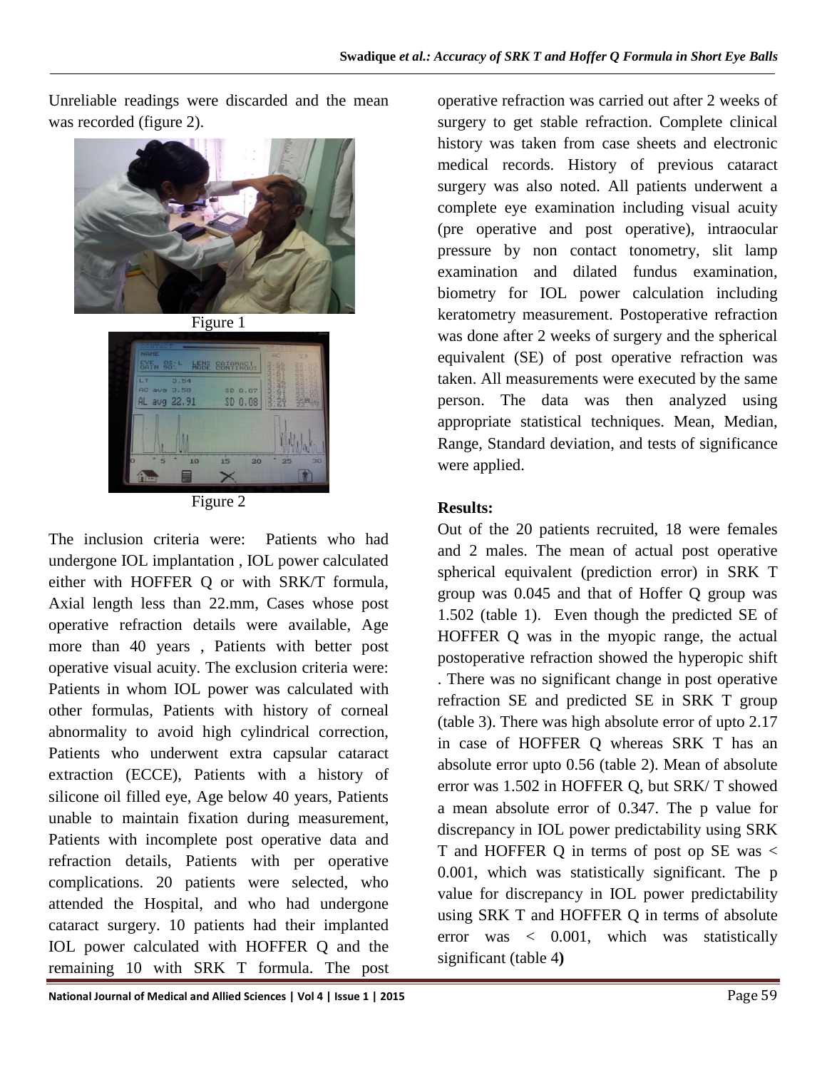Unreliable readings were discarded and the mean was recorded (figure 2).

Figure 1

Figure 2

The inclusion criteria were: Patients who had undergone IOL implantation , IOL power calculated either with HOFFER Q or with SRK/T formula, Axial length less than 22.mm, Cases whose post operative refraction details were available, Age more than 40 years , Patients with better post operative visual acuity. The exclusion criteria were: Patients in whom IOL power was calculated with other formulas, Patients with history of corneal abnormality to avoid high cylindrical correction, Patients who underwent extra capsular cataract extraction (ECCE), Patients with a history of silicone oil filled eye, Age below 40 years, Patients unable to maintain fixation during measurement, Patients with incomplete post operative data and refraction details, Patients with per operative complications. 20 patients were selected, who attended the Hospital, and who had undergone cataract surgery. 10 patients had their implanted IOL power calculated with HOFFER Q and the remaining 10 with SRK T formula. The post operative refraction was carried out after 2 weeks of surgery to get stable refraction. Complete clinical history was taken from case sheets and electronic medical records. History of previous cataract surgery was also noted. All patients underwent a complete eye examination including visual acuity (pre operative and post operative), intraocular pressure by non contact tonometry, slit lamp examination and dilated fundus examination, biometry for IOL power calculation including keratometry measurement. Postoperative refraction was done after 2 weeks of surgery and the spherical equivalent (SE) of post operative refraction was taken. All measurements were executed by the same person. The data was then analyzed using appropriate statistical techniques. Mean, Median, Range, Standard deviation, and tests of significance were applied.

**Results:**

Out of the 20 patients recruited, 18 were females and 2 males. The mean of actual post operative spherical equivalent (prediction error) in SRK T group was 0.045 and that of Hoffer Q group was 1.502 (table 1). Even though the predicted SE of HOFFER Q was in the myopic range, the actual postoperative refraction showed the hyperopic shift . There was no significant change in post operative refraction SE and predicted SE in SRK T group (table 3). There was high absolute error of upto 2.17 in case of HOFFER Q whereas SRK T has an absolute error upto 0.56 (table 2). Mean of absolute error was 1.502 in HOFFER Q, but SRK/ T showed a mean absolute error of 0.347. The p value for discrepancy in IOL power predictability using SRK T and HOFFER Q in terms of post op SE was $< 0.001$, which was statistically significant. The p value for discrepancy in IOL power predictability using SRK T and HOFFER Q in terms of absolute error was $< 0.001$, which was statistically significant (table 4**)**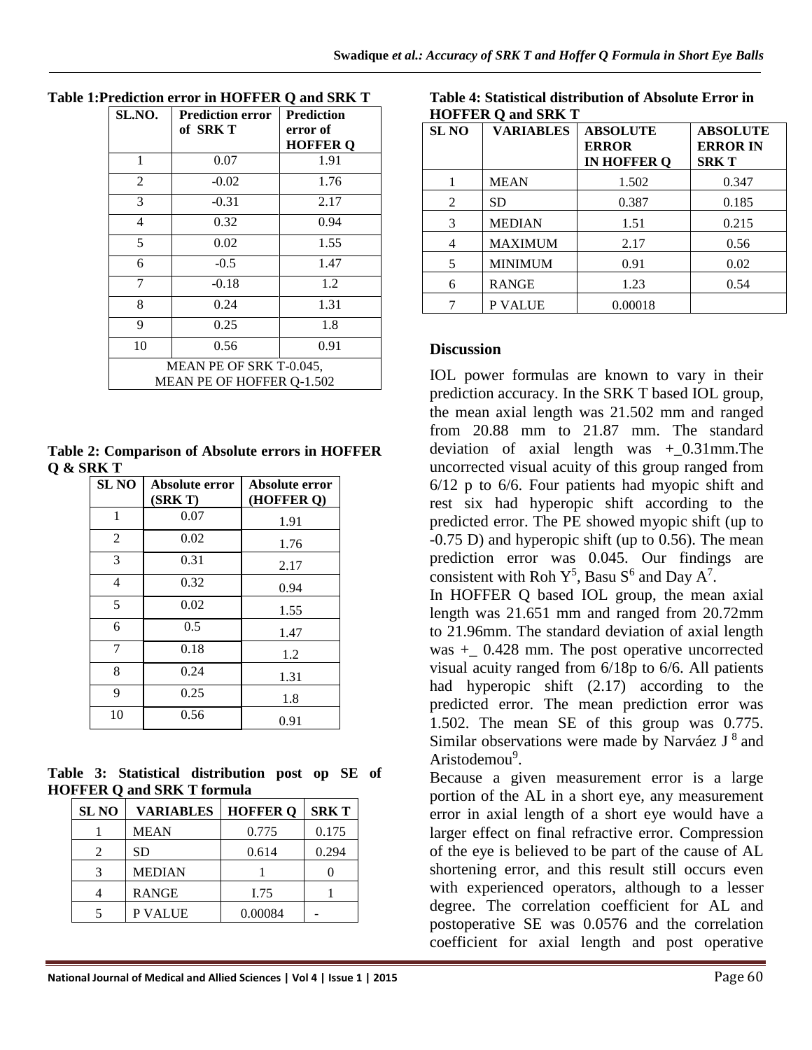**Table 1:Prediction error in HOFFER Q and SRK T**

| SL.NO. | Prediction error of SRK T | Prediction error of HOFFER Q |
|---|---|---|
| 1 | 0.07 | 1.91 |
| 2 | -0.02 | 1.76 |
| 3 | -0.31 | 2.17 |
| 4 | 0.32 | 0.94 |
| 5 | 0.02 | 1.55 |
| 6 | -0.5 | 1.47 |
| 7 | -0.18 | 1.2 |
| 8 | 0.24 | 1.31 |
| 9 | 0.25 | 1.8 |
| 10 | 0.56 | 0.91 |
| MEAN PE OF SRK T-0.045, MEAN PE OF HOFFER Q-1.502 | | |

**Table 2: Comparison of Absolute errors in HOFFER Q & SRK T**

| SL NO | Absolute error (SRK T) | Absolute error (HOFFER Q) |
|---|---|---|
| 1 | 0.07 | 1.91 |
| 2 | 0.02 | 1.76 |
| 3 | 0.31 | 2.17 |
| 4 | 0.32 | 0.94 |
| 5 | 0.02 | 1.55 |
| 6 | 0.5 | 1.47 |
| 7 | 0.18 | 1.2 |
| 8 | 0.24 | 1.31 |
| 9 | 0.25 | 1.8 |
| 10 | 0.56 | 0.91 |

**Table 3: Statistical distribution post op SE of HOFFER Q and SRK T formula**

| SL NO | VARIABLES | HOFFER Q | SRK T |
|---|---|---|---|
| 1 | MEAN | 0.775 | 0.175 |
| 2 | SD | 0.614 | 0.294 |
| 3 | MEDIAN | 1 | 0 |
| 4 | RANGE | I.75 | 1 |
| 5 | P VALUE | 0.00084 | - |

**Table 4: Statistical distribution of Absolute Error in HOFFER Q and SRK T**

| SL NO | VARIABLES | ABSOLUTE ERROR IN HOFFER Q | ABSOLUTE ERROR IN SRK T |
|---|---|---|---|
| 1 | MEAN | 1.502 | 0.347 |
| 2 | SD | 0.387 | 0.185 |
| 3 | MEDIAN | 1.51 | 0.215 |
| 4 | MAXIMUM | 2.17 | 0.56 |
| 5 | MINIMUM | 0.91 | 0.02 |
| 6 | RANGE | 1.23 | 0.54 |
| 7 | P VALUE | 0.00018 | |

## Discussion

IOL power formulas are known to vary in their prediction accuracy. In the SRK T based IOL group, the mean axial length was 21.502 mm and ranged from 20.88 mm to 21.87 mm. The standard deviation of axial length was +_0.31mm.The uncorrected visual acuity of this group ranged from 6/12 p to 6/6. Four patients had myopic shift and rest six had hyperopic shift according to the predicted error. The PE showed myopic shift (up to -0.75 D) and hyperopic shift (up to 0.56). The mean prediction error was 0.045. Our findings are consistent with Roh Y[5], Basu S[6] and Day A[7].

In HOFFER Q based IOL group, the mean axial length was 21.651 mm and ranged from 20.72mm to 21.96mm. The standard deviation of axial length was +_ 0.428 mm. The post operative uncorrected visual acuity ranged from 6/18p to 6/6. All patients had hyperopic shift (2.17) according to the predicted error. The mean prediction error was 1.502. The mean SE of this group was 0.775. Similar observations were made by Narváez J [8] and Aristodemou[9].

Because a given measurement error is a large portion of the AL in a short eye, any measurement error in axial length of a short eye would have a larger effect on final refractive error. Compression of the eye is believed to be part of the cause of AL shortening error, and this result still occurs even with experienced operators, although to a lesser degree. The correlation coefficient for AL and postoperative SE was 0.0576 and the correlation coefficient for axial length and post operative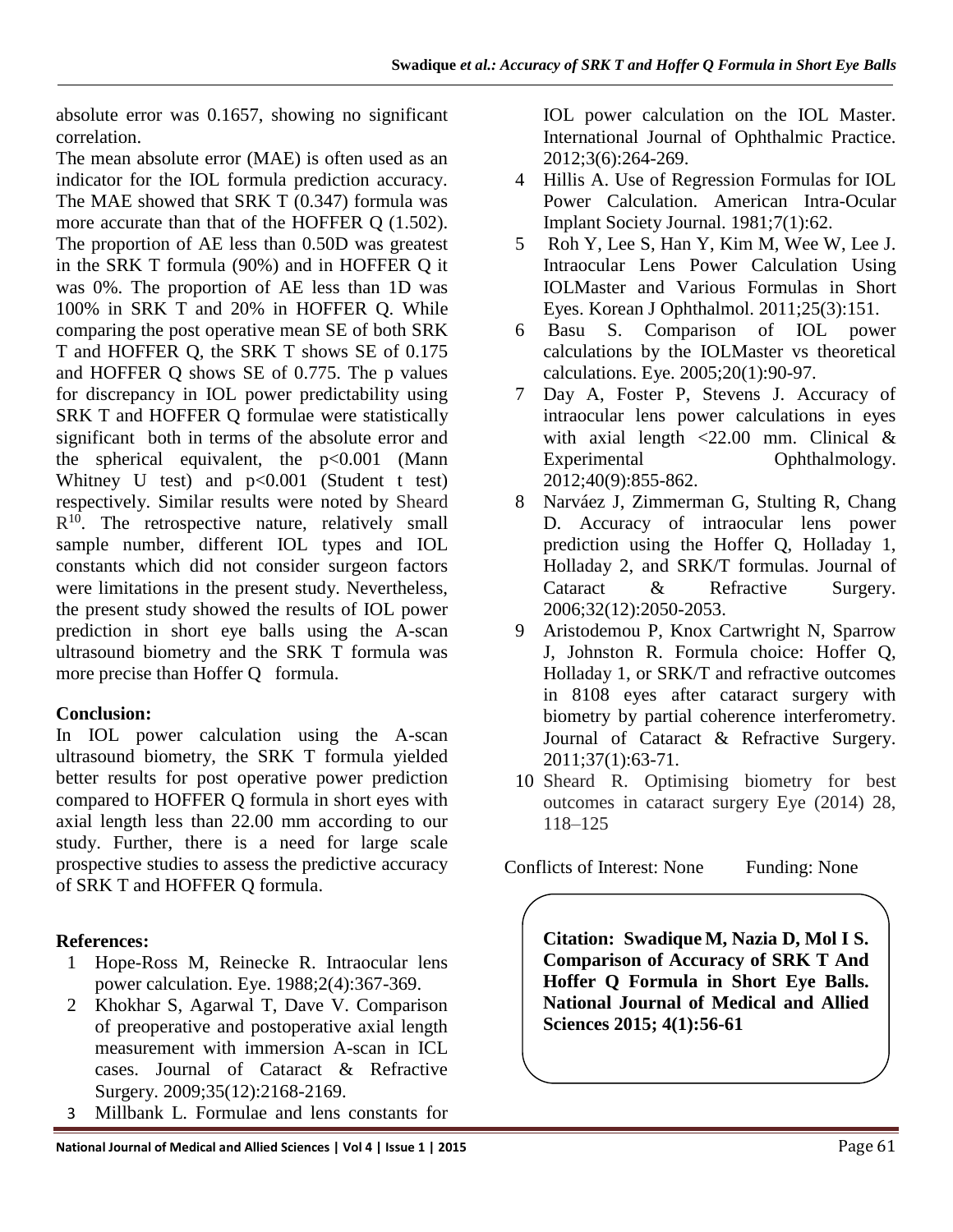absolute error was 0.1657, showing no significant correlation.

The mean absolute error (MAE) is often used as an indicator for the IOL formula prediction accuracy. The MAE showed that SRK T (0.347) formula was more accurate than that of the HOFFER Q (1.502). The proportion of AE less than 0.50D was greatest in the SRK T formula (90%) and in HOFFER Q it was 0%. The proportion of AE less than 1D was 100% in SRK T and 20% in HOFFER Q. While comparing the post operative mean SE of both SRK T and HOFFER Q, the SRK T shows SE of 0.175 and HOFFER Q shows SE of 0.775. The p values for discrepancy in IOL power predictability using SRK T and HOFFER Q formulae were statistically significant both in terms of the absolute error and the spherical equivalent, the $p<0.001$ (Mann Whitney U test) and $p<0.001$ (Student t test) respectively. Similar results were noted by Sheard R[10]. The retrospective nature, relatively small sample number, different IOL types and IOL constants which did not consider surgeon factors were limitations in the present study. Nevertheless, the present study showed the results of IOL power prediction in short eye balls using the A-scan ultrasound biometry and the SRK T formula was more precise than Hoffer Q formula.

**Conclusion:**

In IOL power calculation using the A-scan ultrasound biometry, the SRK T formula yielded better results for post operative power prediction compared to HOFFER Q formula in short eyes with axial length less than 22.00 mm according to our study. Further, there is a need for large scale prospective studies to assess the predictive accuracy of SRK T and HOFFER Q formula.

**References:**

1. Hope-Ross M, Reinecke R. Intraocular lens power calculation. Eye. 1988;2(4):367-369.
2. Khokhar S, Agarwal T, Dave V. Comparison of preoperative and postoperative axial length measurement with immersion A-scan in ICL cases. Journal of Cataract & Refractive Surgery. 2009;35(12):2168-2169.
3. Millbank L. Formulae and lens constants for IOL power calculation on the IOL Master. International Journal of Ophthalmic Practice. 2012;3(6):264-269.
4. Hillis A. Use of Regression Formulas for IOL Power Calculation. American Intra-Ocular Implant Society Journal. 1981;7(1):62.
5. Roh Y, Lee S, Han Y, Kim M, Wee W, Lee J. Intraocular Lens Power Calculation Using IOLMaster and Various Formulas in Short Eyes. Korean J Ophthalmol. 2011;25(3):151.
6. Basu S. Comparison of IOL power calculations by the IOLMaster vs theoretical calculations. Eye. 2005;20(1):90-97.
7. Day A, Foster P, Stevens J. Accuracy of intraocular lens power calculations in eyes with axial length <22.00 mm. Clinical & Experimental Ophthalmology. 2012;40(9):855-862.
8. Narváez J, Zimmerman G, Stulting R, Chang D. Accuracy of intraocular lens power prediction using the Hoffer Q, Holladay 1, Holladay 2, and SRK/T formulas. Journal of Cataract & Refractive Surgery. 2006;32(12):2050-2053.
9. Aristodemou P, Knox Cartwright N, Sparrow J, Johnston R. Formula choice: Hoffer Q, Holladay 1, or SRK/T and refractive outcomes in 8108 eyes after cataract surgery with biometry by partial coherence interferometry. Journal of Cataract & Refractive Surgery. 2011;37(1):63-71.
10. Sheard R. Optimising biometry for best outcomes in cataract surgery Eye (2014) 28, 118–125

Conflicts of Interest: None Funding: None

**Citation: Swadique M, Nazia D, Mol I S. Comparison of Accuracy of SRK T And Hoffer Q Formula in Short Eye Balls. National Journal of Medical and Allied Sciences 2015; 4(1):56-61**